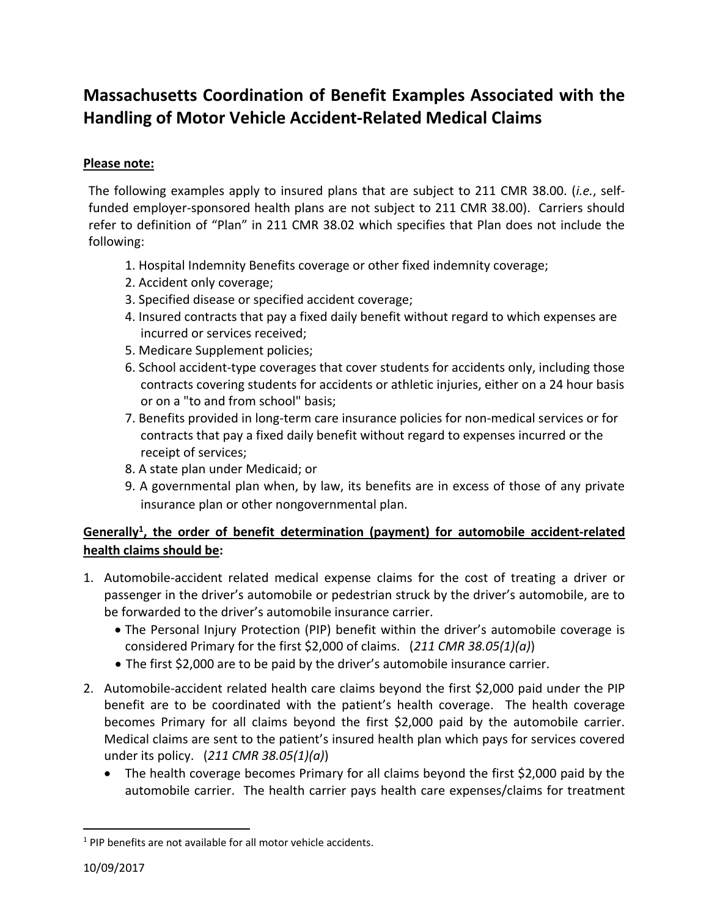# Massachusetts Coordination of Benefit Examples Associated with the Handling of Motor Vehicle Accident-Related Medical Claims

**Please note:**

The following examples apply to insured plans that are subject to 211 CMR 38.00. (*i.e.*, self-funded employer-sponsored health plans are not subject to 211 CMR 38.00). Carriers should refer to definition of "Plan" in 211 CMR 38.02 which specifies that Plan does not include the following:

1. Hospital Indemnity Benefits coverage or other fixed indemnity coverage;
2. Accident only coverage;
3. Specified disease or specified accident coverage;
4. Insured contracts that pay a fixed daily benefit without regard to which expenses are incurred or services received;
5. Medicare Supplement policies;
6. School accident-type coverages that cover students for accidents only, including those contracts covering students for accidents or athletic injuries, either on a 24 hour basis or on a "to and from school" basis;
7. Benefits provided in long-term care insurance policies for non-medical services or for contracts that pay a fixed daily benefit without regard to expenses incurred or the receipt of services;
8. A state plan under Medicaid; or
9. A governmental plan when, by law, its benefits are in excess of those of any private insurance plan or other nongovernmental plan.

**Generally[1], the order of benefit determination (payment) for automobile accident-related health claims should be:**

1. Automobile-accident related medical expense claims for the cost of treating a driver or passenger in the driver's automobile or pedestrian struck by the driver's automobile, are to be forwarded to the driver's automobile insurance carrier.
   - The Personal Injury Protection (PIP) benefit within the driver's automobile coverage is considered Primary for the first $2,000 of claims. (*211 CMR 38.05(1)(a)*)
   - The first $2,000 are to be paid by the driver's automobile insurance carrier.
2. Automobile-accident related health care claims beyond the first $2,000 paid under the PIP benefit are to be coordinated with the patient's health coverage. The health coverage becomes Primary for all claims beyond the first $2,000 paid by the automobile carrier. Medical claims are sent to the patient's insured health plan which pays for services covered under its policy. (*211 CMR 38.05(1)(a)*)
   - The health coverage becomes Primary for all claims beyond the first $2,000 paid by the automobile carrier. The health carrier pays health care expenses/claims for treatment

[1] PIP benefits are not available for all motor vehicle accidents.

10/09/2017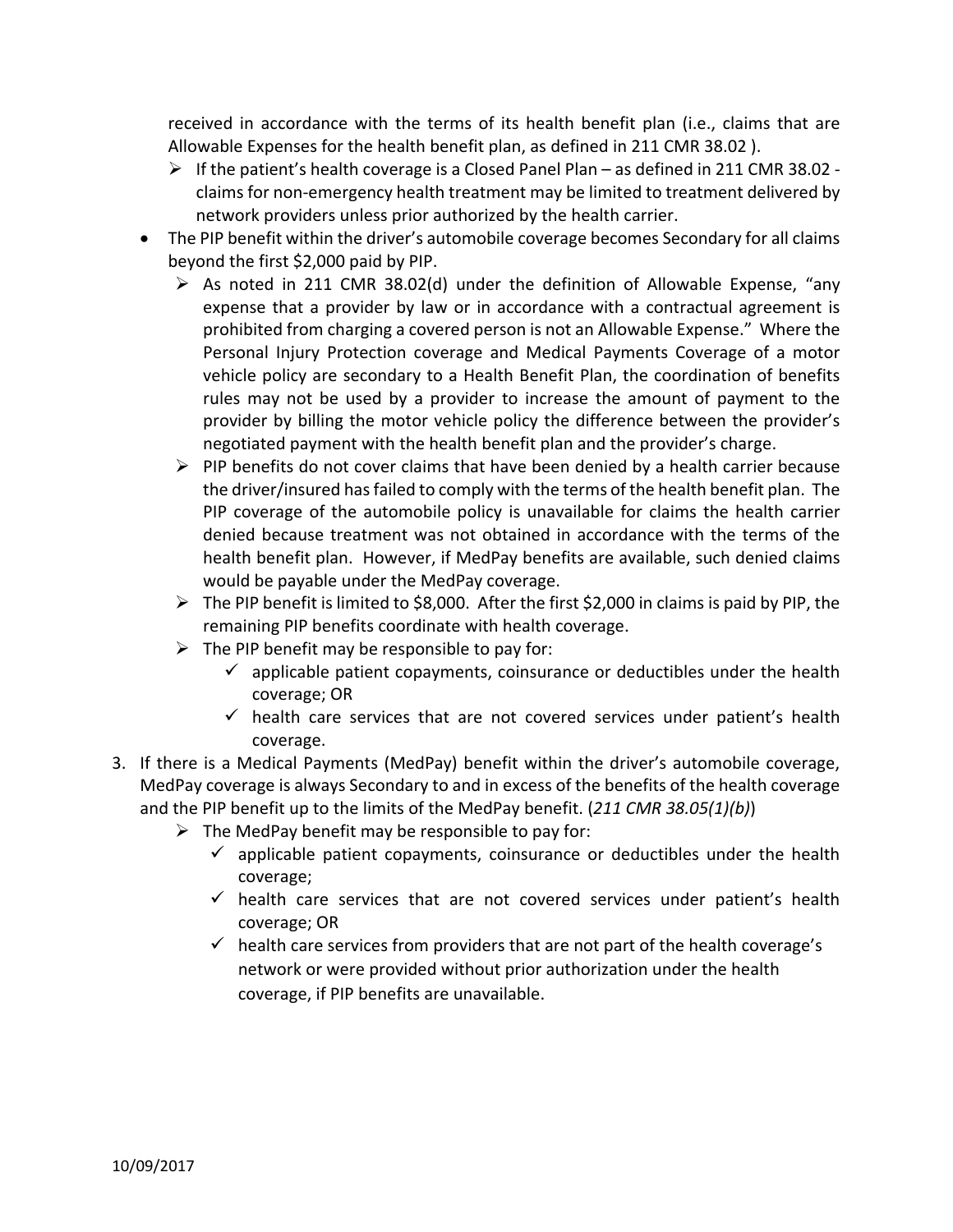received in accordance with the terms of its health benefit plan (i.e., claims that are Allowable Expenses for the health benefit plan, as defined in 211 CMR 38.02 ).

  - If the patient's health coverage is a Closed Panel Plan – as defined in 211 CMR 38.02 - claims for non-emergency health treatment may be limited to treatment delivered by network providers unless prior authorized by the health carrier.

- The PIP benefit within the driver's automobile coverage becomes Secondary for all claims beyond the first $2,000 paid by PIP.
  - As noted in 211 CMR 38.02(d) under the definition of Allowable Expense, "any expense that a provider by law or in accordance with a contractual agreement is prohibited from charging a covered person is not an Allowable Expense." Where the Personal Injury Protection coverage and Medical Payments Coverage of a motor vehicle policy are secondary to a Health Benefit Plan, the coordination of benefits rules may not be used by a provider to increase the amount of payment to the provider by billing the motor vehicle policy the difference between the provider's negotiated payment with the health benefit plan and the provider's charge.
  - PIP benefits do not cover claims that have been denied by a health carrier because the driver/insured has failed to comply with the terms of the health benefit plan. The PIP coverage of the automobile policy is unavailable for claims the health carrier denied because treatment was not obtained in accordance with the terms of the health benefit plan. However, if MedPay benefits are available, such denied claims would be payable under the MedPay coverage.
  - The PIP benefit is limited to $8,000. After the first $2,000 in claims is paid by PIP, the remaining PIP benefits coordinate with health coverage.
  - The PIP benefit may be responsible to pay for:
    - ✓ applicable patient copayments, coinsurance or deductibles under the health coverage; OR
    - ✓ health care services that are not covered services under patient's health coverage.

3. If there is a Medical Payments (MedPay) benefit within the driver's automobile coverage, MedPay coverage is always Secondary to and in excess of the benefits of the health coverage and the PIP benefit up to the limits of the MedPay benefit. (*211 CMR 38.05(1)(b)*)
   - The MedPay benefit may be responsible to pay for:
     - ✓ applicable patient copayments, coinsurance or deductibles under the health coverage;
     - ✓ health care services that are not covered services under patient's health coverage; OR
     - ✓ health care services from providers that are not part of the health coverage's network or were provided without prior authorization under the health coverage, if PIP benefits are unavailable.

10/09/2017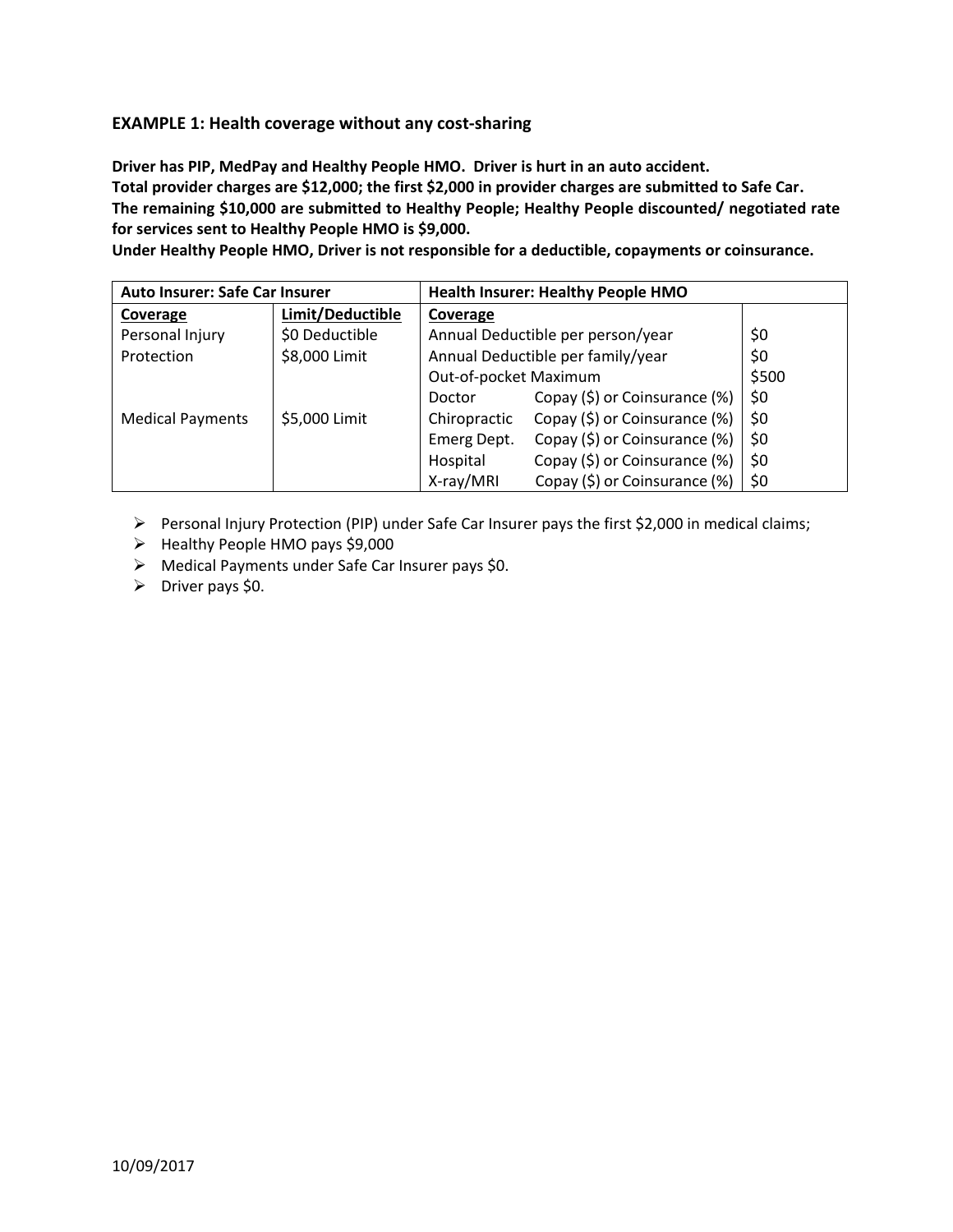### EXAMPLE 1: Health coverage without any cost-sharing

**Driver has PIP, MedPay and Healthy People HMO. Driver is hurt in an auto accident.**
**Total provider charges are $12,000; the first $2,000 in provider charges are submitted to Safe Car.**
**The remaining $10,000 are submitted to Healthy People; Healthy People discounted/ negotiated rate for services sent to Healthy People HMO is $9,000.**
**Under Healthy People HMO, Driver is not responsible for a deductible, copayments or coinsurance.**

| **Auto Insurer: Safe Car Insurer** | | **Health Insurer: Healthy People HMO** | | |
|---|---|---|---|---|
| **Coverage** | **Limit/Deductible** | **Coverage** | | |
| Personal Injury Protection | $0 Deductible<br>$8,000 Limit | Annual Deductible per person/year | | $0 |
| | | Annual Deductible per family/year | | $0 |
| | | Out-of-pocket Maximum | | $500 |
| | | Doctor | Copay ($) or Coinsurance (%) | $0 |
| Medical Payments | $5,000 Limit | Chiropractic | Copay ($) or Coinsurance (%) | $0 |
| | | Emerg Dept. | Copay ($) or Coinsurance (%) | $0 |
| | | Hospital | Copay ($) or Coinsurance (%) | $0 |
| | | X-ray/MRI | Copay ($) or Coinsurance (%) | $0 |

- Personal Injury Protection (PIP) under Safe Car Insurer pays the first $2,000 in medical claims;
- Healthy People HMO pays $9,000
- Medical Payments under Safe Car Insurer pays $0.
- Driver pays $0.

10/09/2017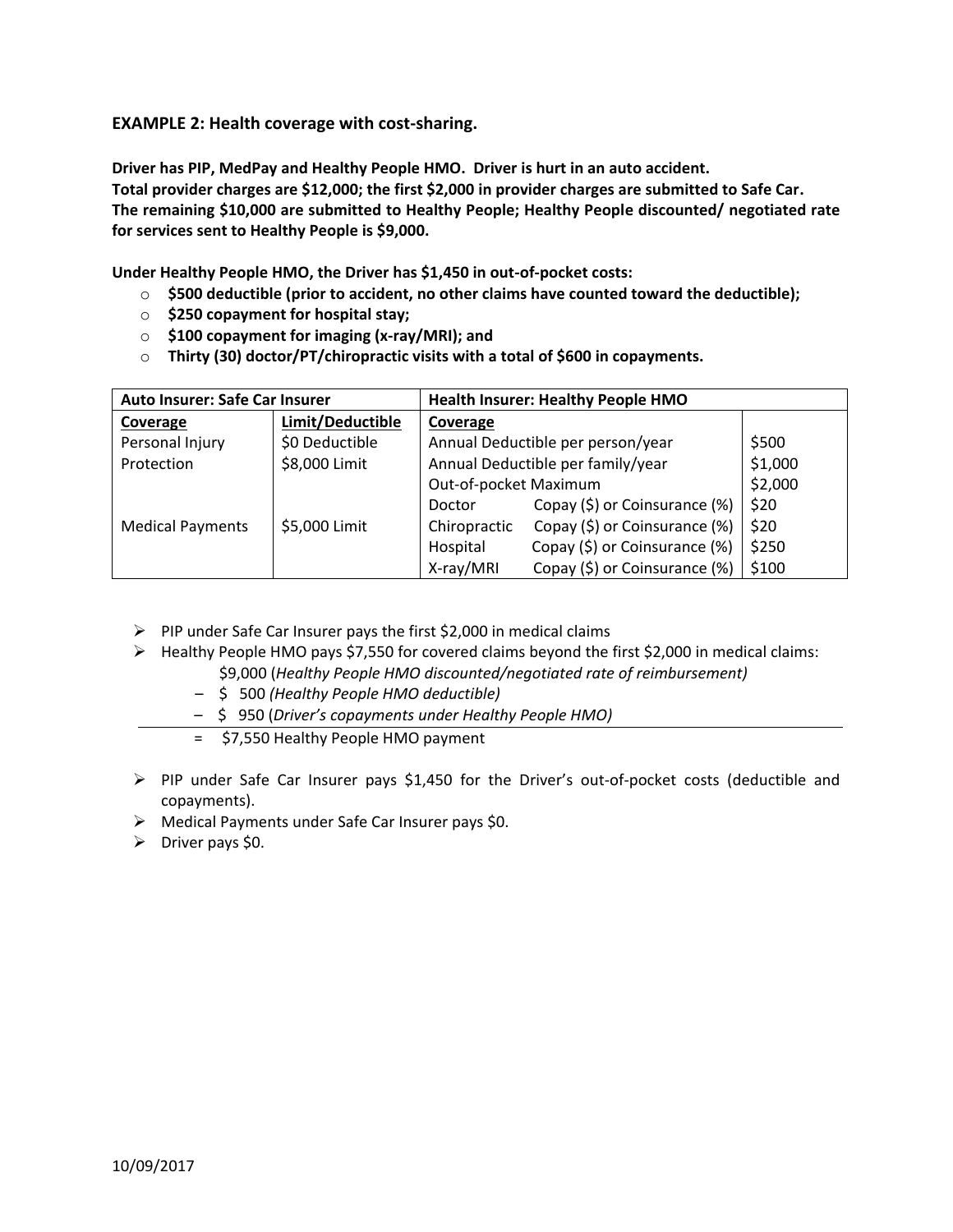### EXAMPLE 2: Health coverage with cost-sharing.

**Driver has PIP, MedPay and Healthy People HMO. Driver is hurt in an auto accident. Total provider charges are $12,000; the first $2,000 in provider charges are submitted to Safe Car. The remaining $10,000 are submitted to Healthy People; Healthy People discounted/ negotiated rate for services sent to Healthy People is $9,000.**

**Under Healthy People HMO, the Driver has $1,450 in out-of-pocket costs:**

- **$500 deductible (prior to accident, no other claims have counted toward the deductible);**
- **$250 copayment for hospital stay;**
- **$100 copayment for imaging (x-ray/MRI); and**
- **Thirty (30) doctor/PT/chiropractic visits with a total of $600 in copayments.**

| **Auto Insurer: Safe Car Insurer** | | **Health Insurer: Healthy People HMO** | | |
|---|---|---|---|---|
| **Coverage** | **Limit/Deductible** | **Coverage** | | |
| Personal Injury Protection | $0 Deductible<br>$8,000 Limit | Annual Deductible per person/year | | $500 |
| | | Annual Deductible per family/year | | $1,000 |
| | | Out-of-pocket Maximum | | $2,000 |
| | | Doctor | Copay ($) or Coinsurance (%) | $20 |
| Medical Payments | $5,000 Limit | Chiropractic | Copay ($) or Coinsurance (%) | $20 |
| | | Hospital | Copay ($) or Coinsurance (%) | $250 |
| | | X-ray/MRI | Copay ($) or Coinsurance (%) | $100 |

- PIP under Safe Car Insurer pays the first $2,000 in medical claims
- Healthy People HMO pays $7,550 for covered claims beyond the first $2,000 in medical claims:

    $9,000 (*Healthy People HMO discounted/negotiated rate of reimbursement)*
    
    – $ 500 *(Healthy People HMO deductible)*
    
    – $ 950 (*Driver's copayments under Healthy People HMO)*
    
    = $7,550 Healthy People HMO payment

- PIP under Safe Car Insurer pays $1,450 for the Driver's out-of-pocket costs (deductible and copayments).
- Medical Payments under Safe Car Insurer pays $0.
- Driver pays $0.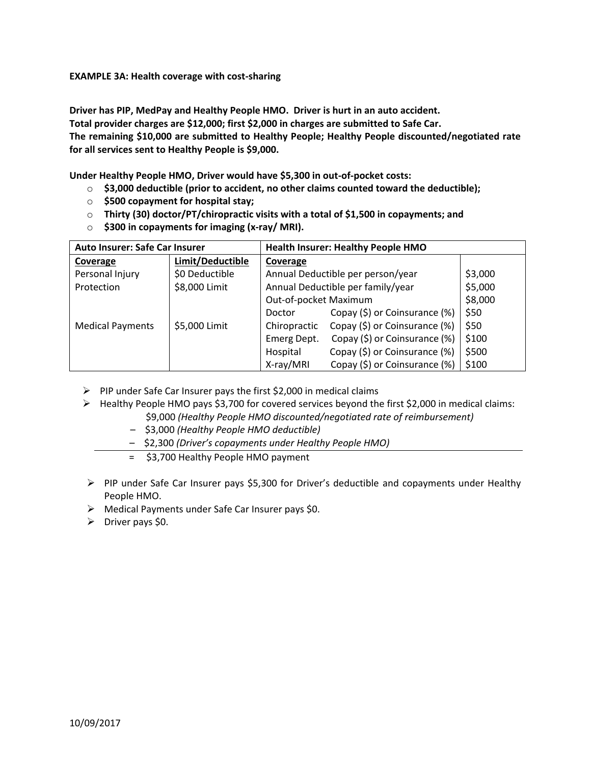**EXAMPLE 3A: Health coverage with cost-sharing**

**Driver has PIP, MedPay and Healthy People HMO. Driver is hurt in an auto accident.**
**Total provider charges are $12,000; first $2,000 in charges are submitted to Safe Car.**
**The remaining $10,000 are submitted to Healthy People; Healthy People discounted/negotiated rate for all services sent to Healthy People is $9,000.**

**Under Healthy People HMO, Driver would have $5,300 in out-of-pocket costs:**

- **$3,000 deductible (prior to accident, no other claims counted toward the deductible);**
- **$500 copayment for hospital stay;**
- **Thirty (30) doctor/PT/chiropractic visits with a total of $1,500 in copayments; and**
- **$300 in copayments for imaging (x-ray/ MRI).**

| **Auto Insurer: Safe Car Insurer** | | **Health Insurer: Healthy People HMO** | | |
|---|---|---|---|---|
| **Coverage** | **Limit/Deductible** | **Coverage** | | |
| Personal Injury Protection | $0 Deductible<br>$8,000 Limit | Annual Deductible per person/year | | $3,000 |
| | | Annual Deductible per family/year | | $5,000 |
| | | Out-of-pocket Maximum | | $8,000 |
| | | Doctor | Copay ($) or Coinsurance (%) | $50 |
| Medical Payments | $5,000 Limit | Chiropractic | Copay ($) or Coinsurance (%) | $50 |
| | | Emerg Dept. | Copay ($) or Coinsurance (%) | $100 |
| | | Hospital | Copay ($) or Coinsurance (%) | $500 |
| | | X-ray/MRI | Copay ($) or Coinsurance (%) | $100 |

- PIP under Safe Car Insurer pays the first $2,000 in medical claims
- Healthy People HMO pays $3,700 for covered services beyond the first $2,000 in medical claims:

  $9,000 *(Healthy People HMO discounted/negotiated rate of reimbursement)*
  – $3,000 *(Healthy People HMO deductible)*
  – $2,300 *(Driver's copayments under Healthy People HMO)*
  = $3,700 Healthy People HMO payment

- PIP under Safe Car Insurer pays $5,300 for Driver's deductible and copayments under Healthy People HMO.
- Medical Payments under Safe Car Insurer pays $0.
- Driver pays $0.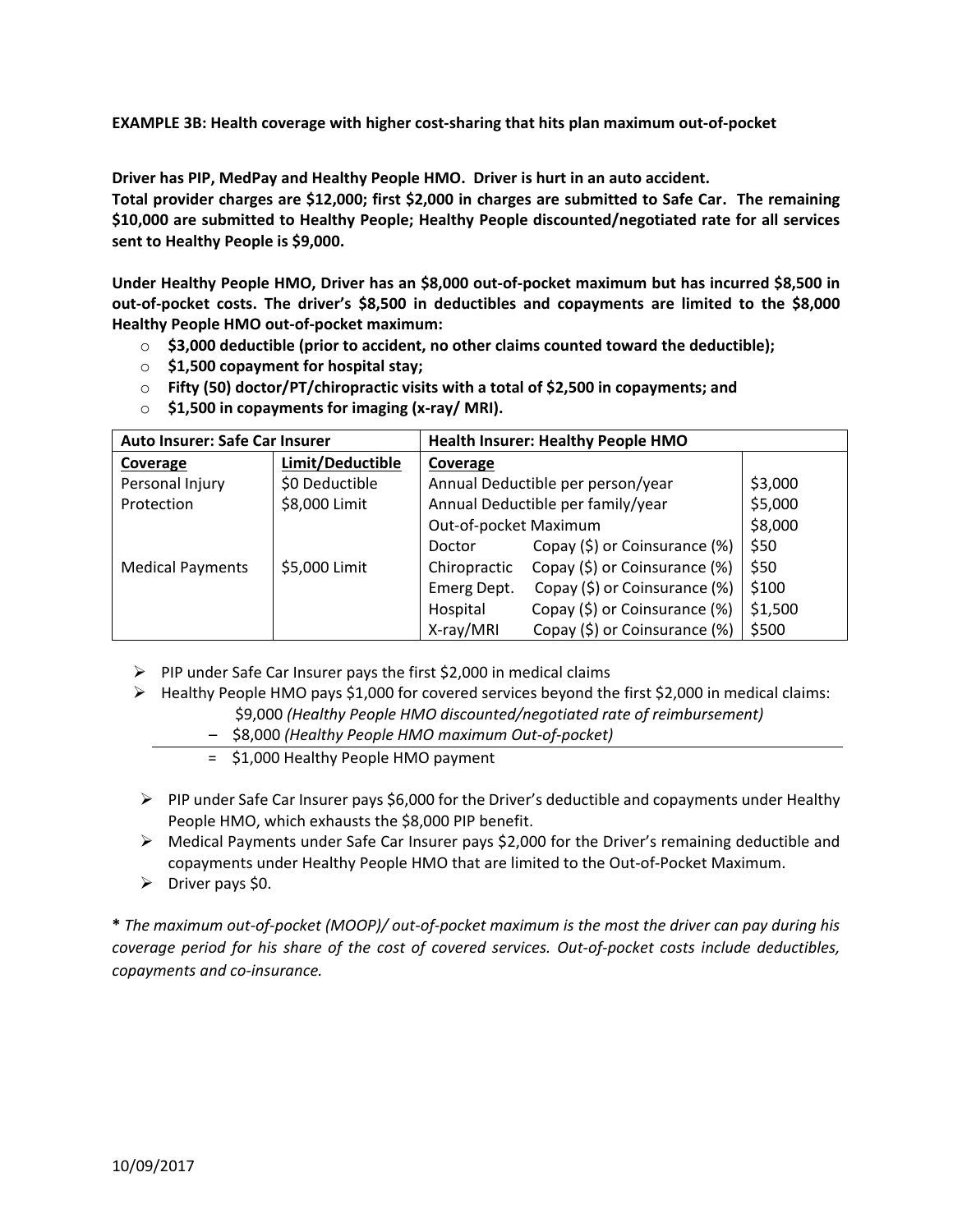**EXAMPLE 3B: Health coverage with higher cost-sharing that hits plan maximum out-of-pocket**

**Driver has PIP, MedPay and Healthy People HMO. Driver is hurt in an auto accident.**
**Total provider charges are $12,000; first $2,000 in charges are submitted to Safe Car. The remaining $10,000 are submitted to Healthy People; Healthy People discounted/negotiated rate for all services sent to Healthy People is $9,000.**

**Under Healthy People HMO, Driver has an $8,000 out-of-pocket maximum but has incurred $8,500 in out-of-pocket costs. The driver's $8,500 in deductibles and copayments are limited to the $8,000 Healthy People HMO out-of-pocket maximum:**

- **$3,000 deductible (prior to accident, no other claims counted toward the deductible);**
- **$1,500 copayment for hospital stay;**
- **Fifty (50) doctor/PT/chiropractic visits with a total of $2,500 in copayments; and**
- **$1,500 in copayments for imaging (x-ray/ MRI).**

| **Auto Insurer: Safe Car Insurer** | | **Health Insurer: Healthy People HMO** | | |
|---|---|---|---|---|
| **Coverage** | **Limit/Deductible** | **Coverage** | | |
| Personal Injury Protection | $0 Deductible<br>$8,000 Limit | Annual Deductible per person/year | | $3,000 |
| | | Annual Deductible per family/year | | $5,000 |
| | | Out-of-pocket Maximum | | $8,000 |
| | | Doctor | Copay ($) or Coinsurance (%) | $50 |
| Medical Payments | $5,000 Limit | Chiropractic | Copay ($) or Coinsurance (%) | $50 |
| | | Emerg Dept. | Copay ($) or Coinsurance (%) | $100 |
| | | Hospital | Copay ($) or Coinsurance (%) | $1,500 |
| | | X-ray/MRI | Copay ($) or Coinsurance (%) | $500 |

- PIP under Safe Car Insurer pays the first $2,000 in medical claims
- Healthy People HMO pays $1,000 for covered services beyond the first $2,000 in medical claims:
  - $9,000 *(Healthy People HMO discounted/negotiated rate of reimbursement)*
  - – $8,000 *(Healthy People HMO maximum Out-of-pocket)*
  - = $1,000 Healthy People HMO payment
- PIP under Safe Car Insurer pays $6,000 for the Driver's deductible and copayments under Healthy People HMO, which exhausts the $8,000 PIP benefit.
- Medical Payments under Safe Car Insurer pays $2,000 for the Driver's remaining deductible and copayments under Healthy People HMO that are limited to the Out-of-Pocket Maximum.
- Driver pays $0.

**\*** *The maximum out-of-pocket (MOOP)/ out-of-pocket maximum is the most the driver can pay during his coverage period for his share of the cost of covered services. Out-of-pocket costs include deductibles, copayments and co-insurance.*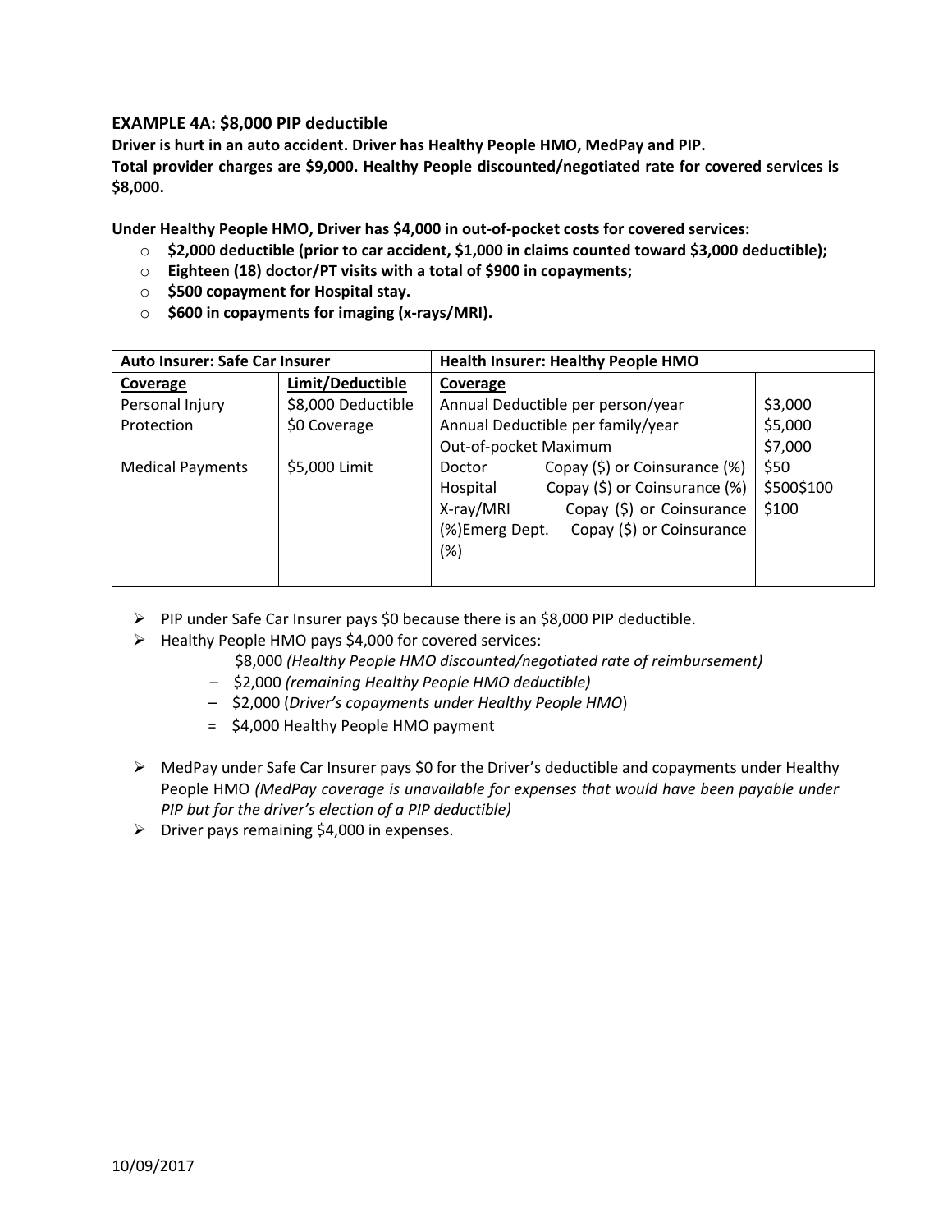### EXAMPLE 4A: $8,000 PIP deductible

**Driver is hurt in an auto accident. Driver has Healthy People HMO, MedPay and PIP.**
**Total provider charges are $9,000. Healthy People discounted/negotiated rate for covered services is $8,000.**

**Under Healthy People HMO, Driver has $4,000 in out-of-pocket costs for covered services:**

- **$2,000 deductible (prior to car accident, $1,000 in claims counted toward $3,000 deductible);**
- **Eighteen (18) doctor/PT visits with a total of $900 in copayments;**
- **$500 copayment for Hospital stay.**
- **$600 in copayments for imaging (x-rays/MRI).**

| Auto Insurer: Safe Car Insurer | | Health Insurer: Healthy People HMO | |
|---|---|---|---|
| **Coverage** | **Limit/Deductible** | **Coverage** | |
| Personal Injury Protection | $8,000 Deductible<br>$0 Coverage | Annual Deductible per person/year | $3,000 |
| | | Annual Deductible per family/year | $5,000 |
| | | Out-of-pocket Maximum | $7,000 |
| Medical Payments | $5,000 Limit | Doctor Copay ($) or Coinsurance (%) | $50 |
| | | Hospital Copay ($) or Coinsurance (%) | $500 |
| | | X-ray/MRI Copay ($) or Coinsurance (%) | $100 |
| | | Emerg Dept. Copay ($) or Coinsurance (%) | $100 |

- PIP under Safe Car Insurer pays $0 because there is an $8,000 PIP deductible.
- Healthy People HMO pays $4,000 for covered services:
  - $8,000 *(Healthy People HMO discounted/negotiated rate of reimbursement)*
  - – $2,000 *(remaining Healthy People HMO deductible)*
  - – $2,000 (*Driver's copayments under Healthy People HMO*)
  - = $4,000 Healthy People HMO payment
- MedPay under Safe Car Insurer pays $0 for the Driver's deductible and copayments under Healthy People HMO *(MedPay coverage is unavailable for expenses that would have been payable under PIP but for the driver's election of a PIP deductible)*
- Driver pays remaining $4,000 in expenses.

10/09/2017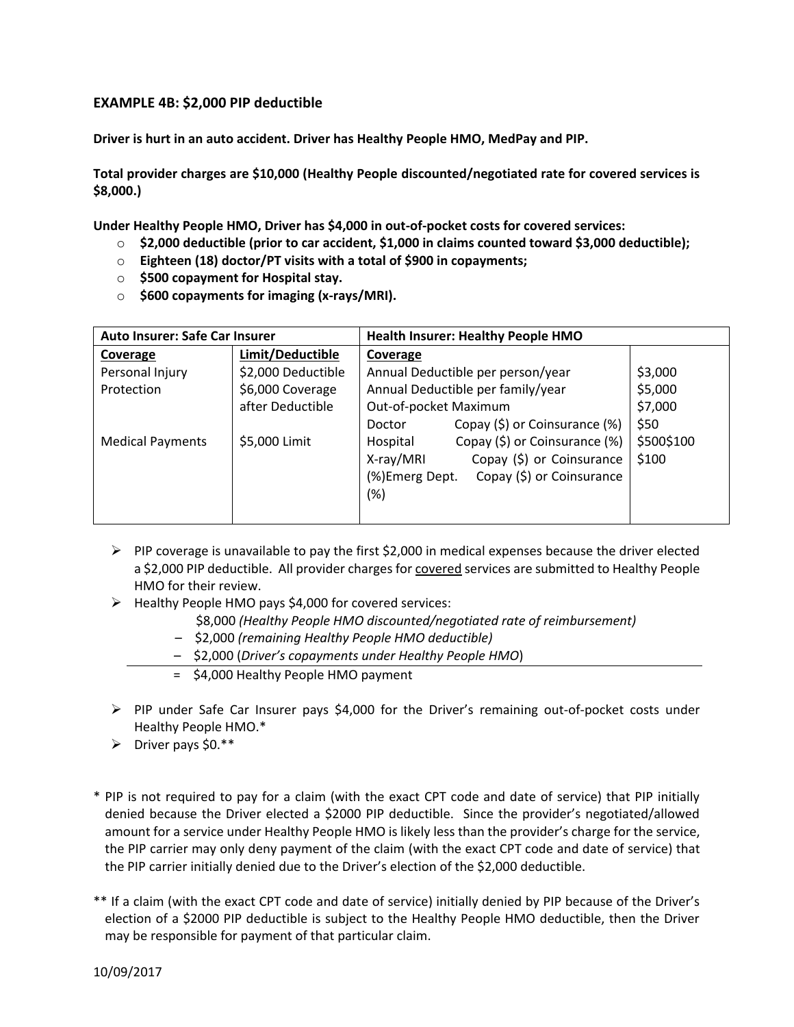### EXAMPLE 4B: $2,000 PIP deductible

**Driver is hurt in an auto accident. Driver has Healthy People HMO, MedPay and PIP.**

**Total provider charges are $10,000 (Healthy People discounted/negotiated rate for covered services is $8,000.)**

**Under Healthy People HMO, Driver has $4,000 in out-of-pocket costs for covered services:**

- **$2,000 deductible (prior to car accident, $1,000 in claims counted toward $3,000 deductible);**
- **Eighteen (18) doctor/PT visits with a total of $900 in copayments;**
- **$500 copayment for Hospital stay.**
- **$600 copayments for imaging (x-rays/MRI).**

| **Auto Insurer: Safe Car Insurer** | | **Health Insurer: Healthy People HMO** | |
|---|---|---|---|
| **Coverage** | **Limit/Deductible** | **Coverage** | |
| Personal Injury Protection | $2,000 Deductible<br>$6,000 Coverage after Deductible | Annual Deductible per person/year<br>Annual Deductible per family/year<br>Out-of-pocket Maximum<br>Doctor Copay ($) or Coinsurance (%) | $3,000<br>$5,000<br>$7,000<br>$50 |
| Medical Payments | $5,000 Limit | Hospital Copay ($) or Coinsurance (%)<br>X-ray/MRI Copay ($) or Coinsurance (%)Emerg Dept. Copay ($) or Coinsurance (%) | $500$100<br>$100 |

- PIP coverage is unavailable to pay the first $2,000 in medical expenses because the driver elected a $2,000 PIP deductible. All provider charges for <u>covered</u> services are submitted to Healthy People HMO for their review.
- Healthy People HMO pays $4,000 for covered services:

  $8,000 *(Healthy People HMO discounted/negotiated rate of reimbursement)*
  – $2,000 *(remaining Healthy People HMO deductible)*
  – $2,000 (*Driver's copayments under Healthy People HMO*)
  = $4,000 Healthy People HMO payment

- PIP under Safe Car Insurer pays $4,000 for the Driver's remaining out-of-pocket costs under Healthy People HMO.*
- Driver pays $0.**

\* PIP is not required to pay for a claim (with the exact CPT code and date of service) that PIP initially denied because the Driver elected a $2000 PIP deductible. Since the provider's negotiated/allowed amount for a service under Healthy People HMO is likely less than the provider's charge for the service, the PIP carrier may only deny payment of the claim (with the exact CPT code and date of service) that the PIP carrier initially denied due to the Driver's election of the $2,000 deductible.

\** If a claim (with the exact CPT code and date of service) initially denied by PIP because of the Driver's election of a $2000 PIP deductible is subject to the Healthy People HMO deductible, then the Driver may be responsible for payment of that particular claim.

10/09/2017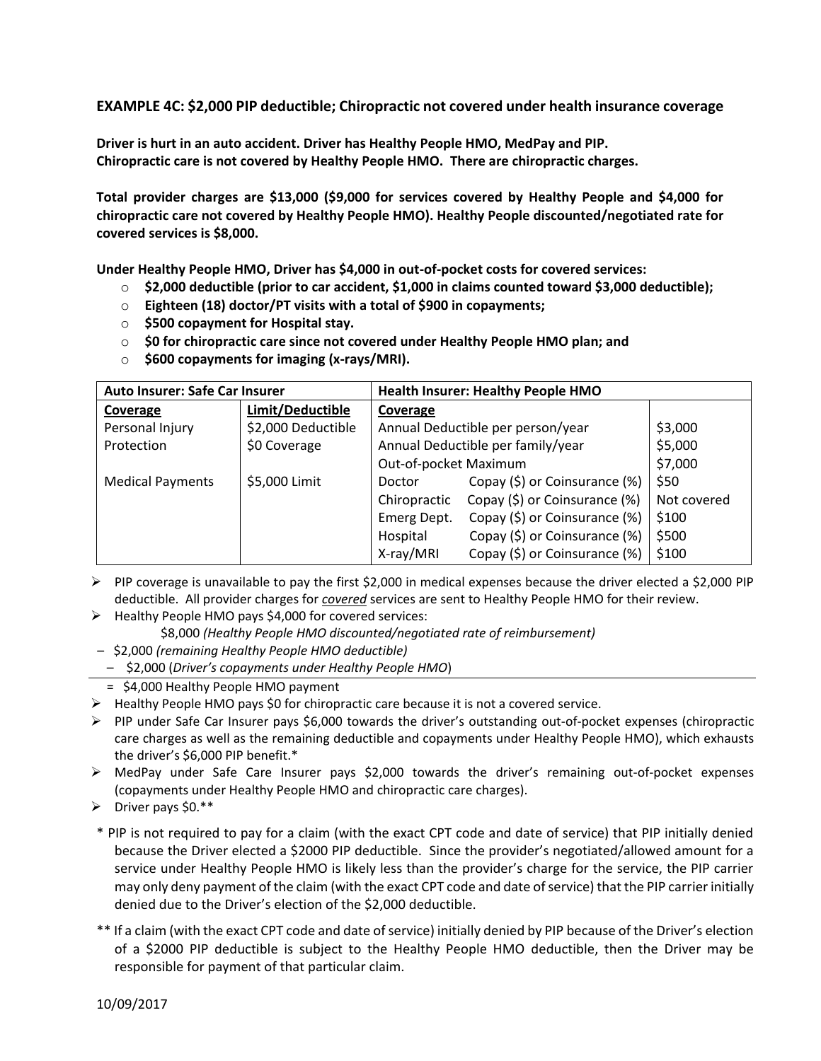### EXAMPLE 4C: $2,000 PIP deductible; Chiropractic not covered under health insurance coverage

**Driver is hurt in an auto accident. Driver has Healthy People HMO, MedPay and PIP. Chiropractic care is not covered by Healthy People HMO. There are chiropractic charges.**

**Total provider charges are $13,000 ($9,000 for services covered by Healthy People and $4,000 for chiropractic care not covered by Healthy People HMO). Healthy People discounted/negotiated rate for covered services is $8,000.**

**Under Healthy People HMO, Driver has $4,000 in out-of-pocket costs for covered services:**

- **$2,000 deductible (prior to car accident, $1,000 in claims counted toward $3,000 deductible);**
- **Eighteen (18) doctor/PT visits with a total of $900 in copayments;**
- **$500 copayment for Hospital stay.**
- **$0 for chiropractic care since not covered under Healthy People HMO plan; and**
- **$600 copayments for imaging (x-rays/MRI).**

| **Auto Insurer: Safe Car Insurer** | | **Health Insurer: Healthy People HMO** | | |
|---|---|---|---|---|
| **Coverage** | **Limit/Deductible** | **Coverage** | | |
| Personal Injury Protection | $2,000 Deductible<br>$0 Coverage | Annual Deductible per person/year | | $3,000 |
| | | Annual Deductible per family/year | | $5,000 |
| | | Out-of-pocket Maximum | | $7,000 |
| Medical Payments | $5,000 Limit | Doctor | Copay ($) or Coinsurance (%) | $50 |
| | | Chiropractic | Copay ($) or Coinsurance (%) | Not covered |
| | | Emerg Dept. | Copay ($) or Coinsurance (%) | $100 |
| | | Hospital | Copay ($) or Coinsurance (%) | $500 |
| | | X-ray/MRI | Copay ($) or Coinsurance (%) | $100 |

- PIP coverage is unavailable to pay the first $2,000 in medical expenses because the driver elected a $2,000 PIP deductible. All provider charges for ***covered*** services are sent to Healthy People HMO for their review.
- Healthy People HMO pays $4,000 for covered services:

    $8,000 *(Healthy People HMO discounted/negotiated rate of reimbursement)*  
    – $2,000 *(remaining Healthy People HMO deductible)*  
    – $2,000 (*Driver's copayments under Healthy People HMO*)  
    = $4,000 Healthy People HMO payment

- Healthy People HMO pays $0 for chiropractic care because it is not a covered service.
- PIP under Safe Car Insurer pays $6,000 towards the driver's outstanding out-of-pocket expenses (chiropractic care charges as well as the remaining deductible and copayments under Healthy People HMO), which exhausts the driver's $6,000 PIP benefit.*
- MedPay under Safe Care Insurer pays $2,000 towards the driver's remaining out-of-pocket expenses (copayments under Healthy People HMO and chiropractic care charges).
- Driver pays $0.**

\* PIP is not required to pay for a claim (with the exact CPT code and date of service) that PIP initially denied because the Driver elected a $2000 PIP deductible. Since the provider's negotiated/allowed amount for a service under Healthy People HMO is likely less than the provider's charge for the service, the PIP carrier may only deny payment of the claim (with the exact CPT code and date of service) that the PIP carrier initially denied due to the Driver's election of the $2,000 deductible.

\*\* If a claim (with the exact CPT code and date of service) initially denied by PIP because of the Driver's election of a $2000 PIP deductible is subject to the Healthy People HMO deductible, then the Driver may be responsible for payment of that particular claim.

10/09/2017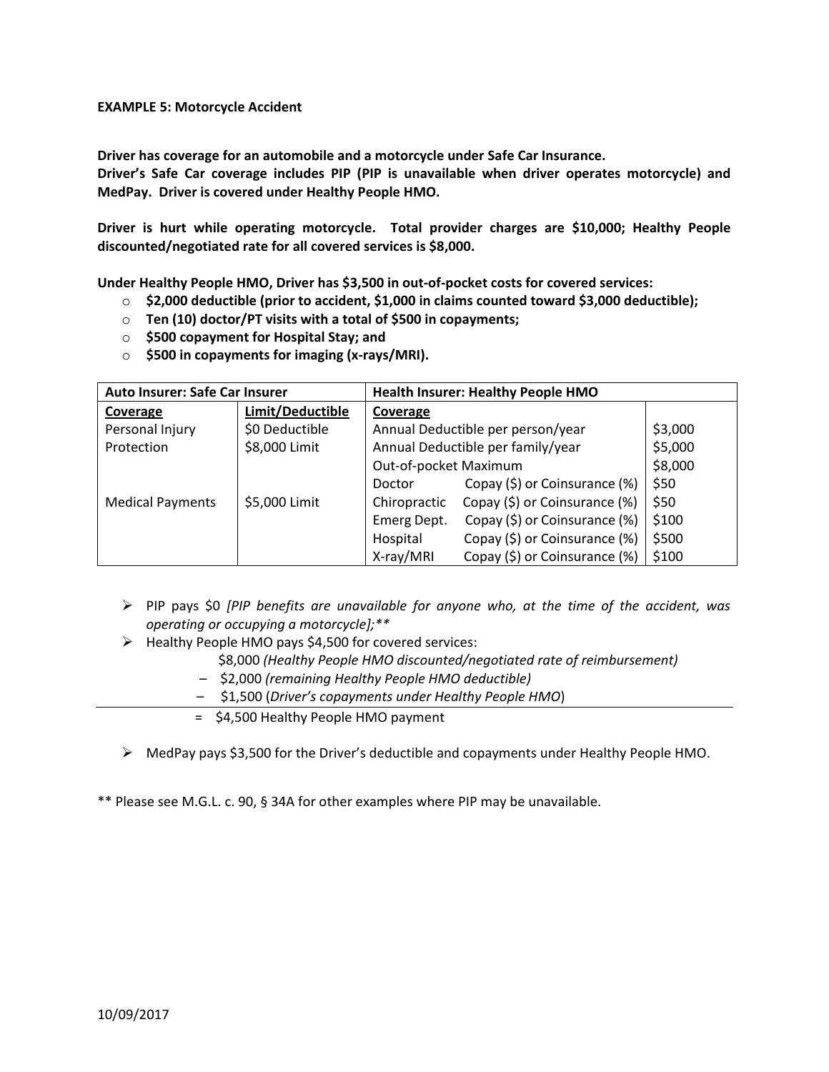**EXAMPLE 5: Motorcycle Accident**

**Driver has coverage for an automobile and a motorcycle under Safe Car Insurance.**
**Driver's Safe Car coverage includes PIP (PIP is unavailable when driver operates motorcycle) and MedPay. Driver is covered under Healthy People HMO.**

**Driver is hurt while operating motorcycle. Total provider charges are $10,000; Healthy People discounted/negotiated rate for all covered services is $8,000.**

**Under Healthy People HMO, Driver has $3,500 in out-of-pocket costs for covered services:**

- **$2,000 deductible (prior to accident, $1,000 in claims counted toward $3,000 deductible);**
- **Ten (10) doctor/PT visits with a total of $500 in copayments;**
- **$500 copayment for Hospital Stay; and**
- **$500 in copayments for imaging (x-rays/MRI).**

| **Auto Insurer: Safe Car Insurer** | | **Health Insurer: Healthy People HMO** | | |
|---|---|---|---|---|
| **Coverage** | **Limit/Deductible** | **Coverage** | | |
| Personal Injury Protection | $0 Deductible<br>$8,000 Limit | Annual Deductible per person/year | | $3,000 |
| | | Annual Deductible per family/year | | $5,000 |
| | | Out-of-pocket Maximum | | $8,000 |
| | | Doctor | Copay ($) or Coinsurance (%) | $50 |
| Medical Payments | $5,000 Limit | Chiropractic | Copay ($) or Coinsurance (%) | $50 |
| | | Emerg Dept. | Copay ($) or Coinsurance (%) | $100 |
| | | Hospital | Copay ($) or Coinsurance (%) | $500 |
| | | X-ray/MRI | Copay ($) or Coinsurance (%) | $100 |

- PIP pays $0 *[PIP benefits are unavailable for anyone who, at the time of the accident, was operating or occupying a motorcycle];***
- Healthy People HMO pays $4,500 for covered services:

  $8,000 *(Healthy People HMO discounted/negotiated rate of reimbursement)*
  – $2,000 *(remaining Healthy People HMO deductible)*
  – $1,500 (*Driver's copayments under Healthy People HMO*)
  = $4,500 Healthy People HMO payment

- MedPay pays $3,500 for the Driver's deductible and copayments under Healthy People HMO.

** Please see M.G.L. c. 90, § 34A for other examples where PIP may be unavailable.

10/09/2017